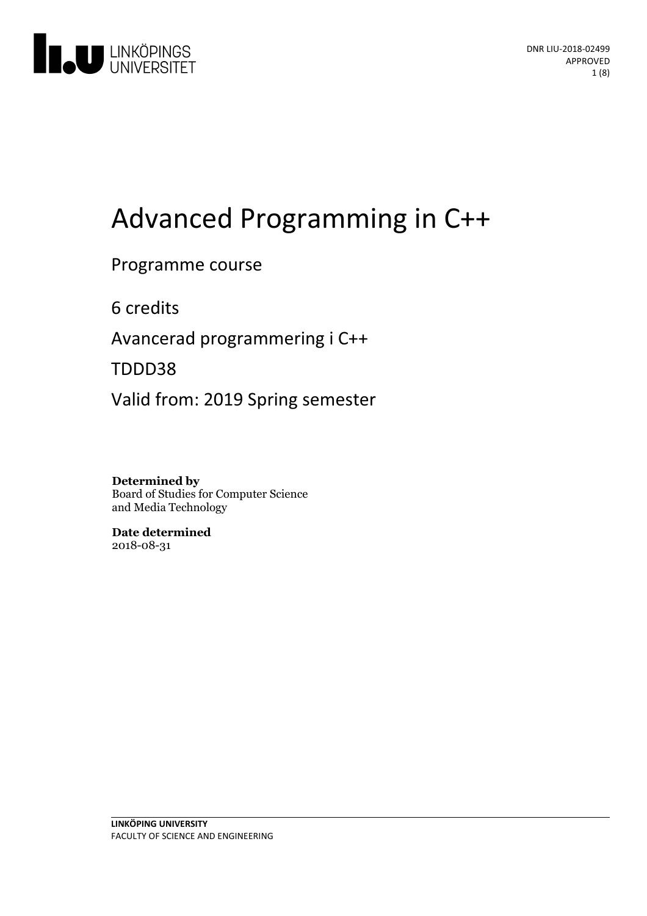DNR LIU-2018-02499
APPROVED

# Advanced Programming in C++

Programme course

6 credits

Avancerad programmering i C++

TDDD38

Valid from: 2019 Spring semester

**Determined by**
Board of Studies for Computer Science and Media Technology

**Date determined**
2018-08-31

**LINKÖPING UNIVERSITY**
FACULTY OF SCIENCE AND ENGINEERING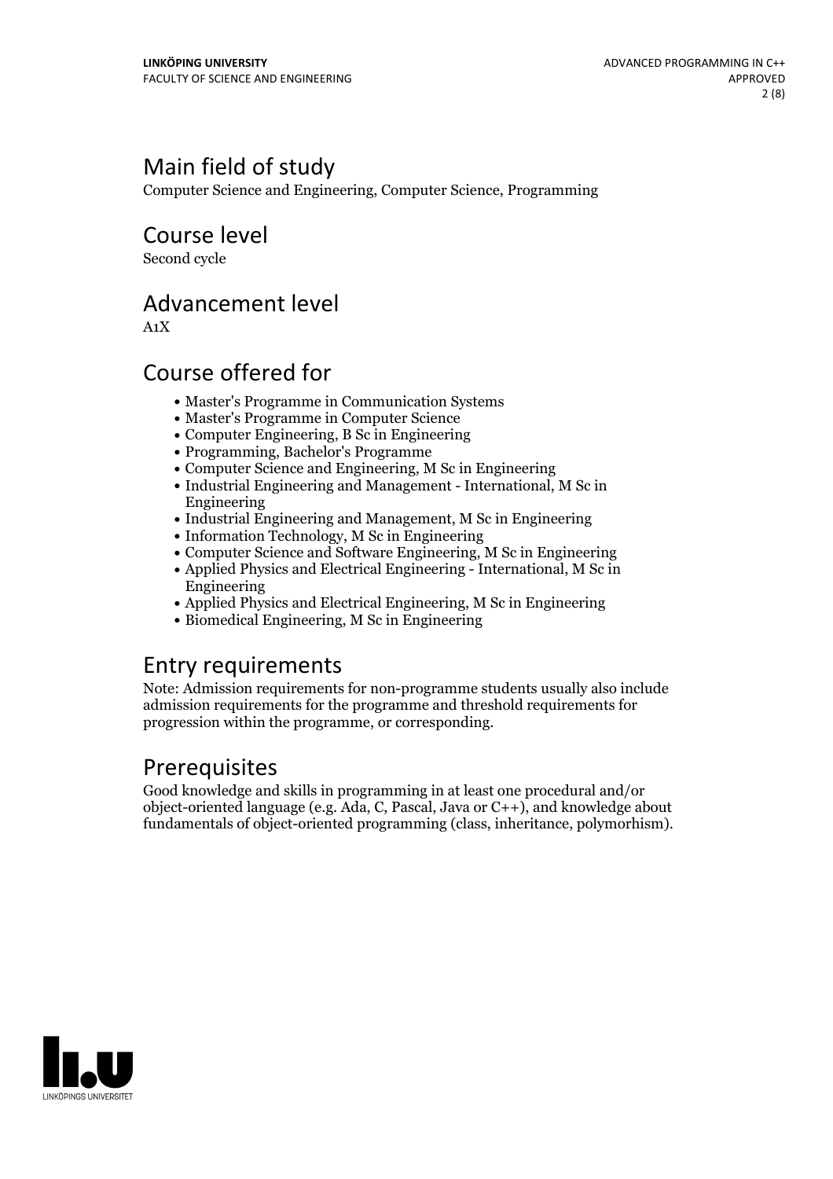## Main field of study

Computer Science and Engineering, Computer Science, Programming

## Course level

Second cycle

## Advancement level

A1X

## Course offered for

- Master's Programme in Communication Systems
- Master's Programme in Computer Science
- Computer Engineering, B Sc in Engineering
- Programming, Bachelor's Programme
- Computer Science and Engineering, M Sc in Engineering
- Industrial Engineering and Management - International, M Sc in Engineering
- Industrial Engineering and Management, M Sc in Engineering
- Information Technology, M Sc in Engineering
- Computer Science and Software Engineering, M Sc in Engineering
- Applied Physics and Electrical Engineering - International, M Sc in Engineering
- Applied Physics and Electrical Engineering, M Sc in Engineering
- Biomedical Engineering, M Sc in Engineering

## Entry requirements

Note: Admission requirements for non-programme students usually also include admission requirements for the programme and threshold requirements for progression within the programme, or corresponding.

## Prerequisites

Good knowledge and skills in programming in at least one procedural and/or object-oriented language (e.g. Ada, C, Pascal, Java or C++), and knowledge about fundamentals of object-oriented programming (class, inheritance, polymorhism).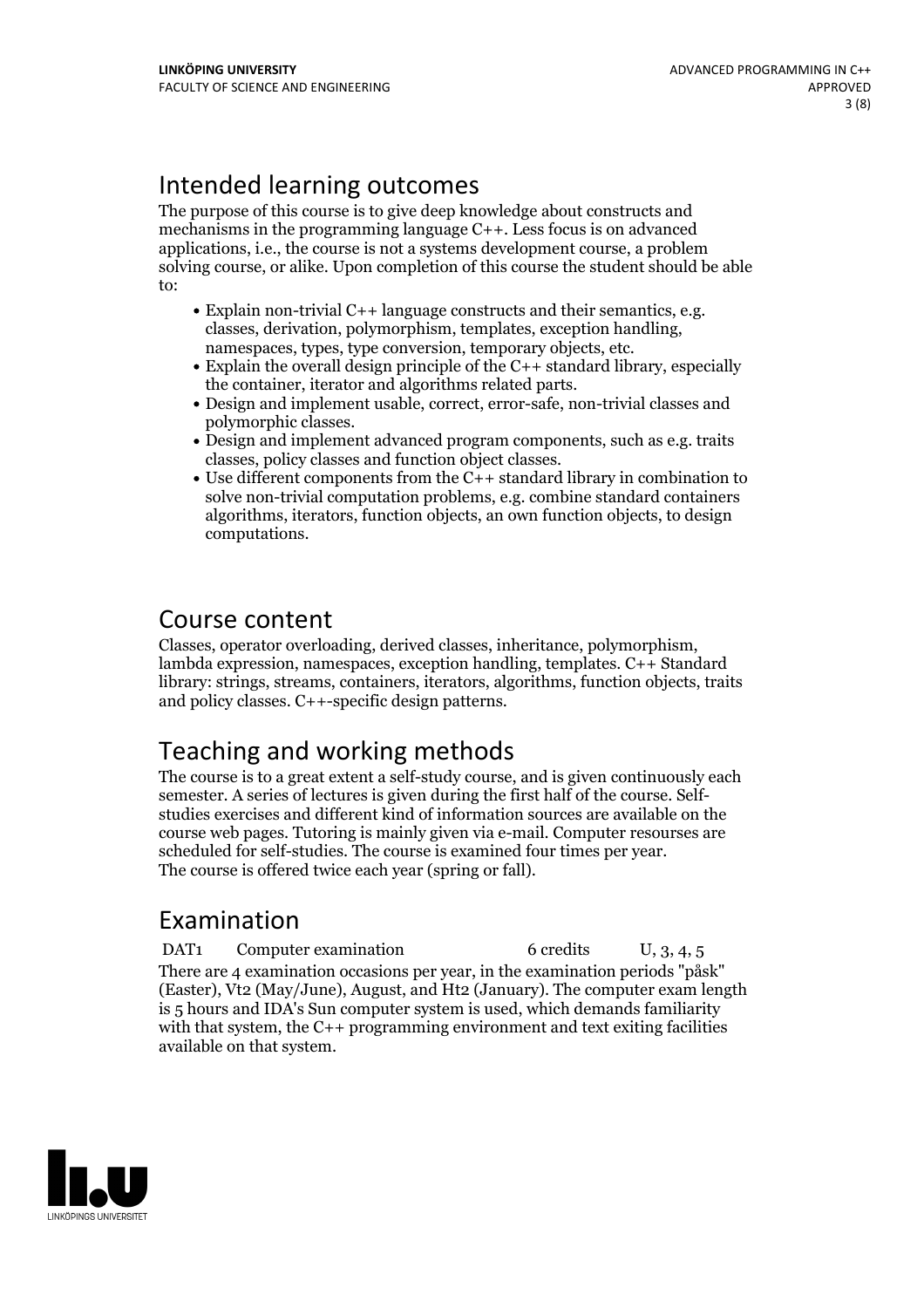# Intended learning outcomes

The purpose of this course is to give deep knowledge about constructs and mechanisms in the programming language C++. Less focus is on advanced applications, i.e., the course is not a systems development course, a problem solving course, or alike. Upon completion of this course the student should be able to:

- Explain non-trivial C++ language constructs and their semantics, e.g. classes, derivation, polymorphism, templates, exception handling, namespaces, types, type conversion, temporary objects, etc.
- Explain the overall design principle of the C++ standard library, especially the container, iterator and algorithms related parts.
- Design and implement usable, correct, error-safe, non-trivial classes and polymorphic classes.
- Design and implement advanced program components, such as e.g. traits classes, policy classes and function object classes.
- Use different components from the C++ standard library in combination to solve non-trivial computation problems, e.g. combine standard containers algorithms, iterators, function objects, an own function objects, to design computations.

# Course content

Classes, operator overloading, derived classes, inheritance, polymorphism, lambda expression, namespaces, exception handling, templates. C++ Standard library: strings, streams, containers, iterators, algorithms, function objects, traits and policy classes. C++-specific design patterns.

# Teaching and working methods

The course is to a great extent a self-study course, and is given continuously each semester. A series of lectures is given during the first half of the course. Self-studies exercises and different kind of information sources are available on the course web pages. Tutoring is mainly given via e-mail. Computer resourses are scheduled for self-studies. The course is examined four times per year.
The course is offered twice each year (spring or fall).

# Examination

| | | | |
|---|---|---|---|
| DAT1 | Computer examination | 6 credits | U, 3, 4, 5 |

There are 4 examination occasions per year, in the examination periods "påsk" (Easter), Vt2 (May/June), August, and Ht2 (January). The computer exam length is 5 hours and IDA's Sun computer system is used, which demands familiarity with that system, the C++ programming environment and text exiting facilities available on that system.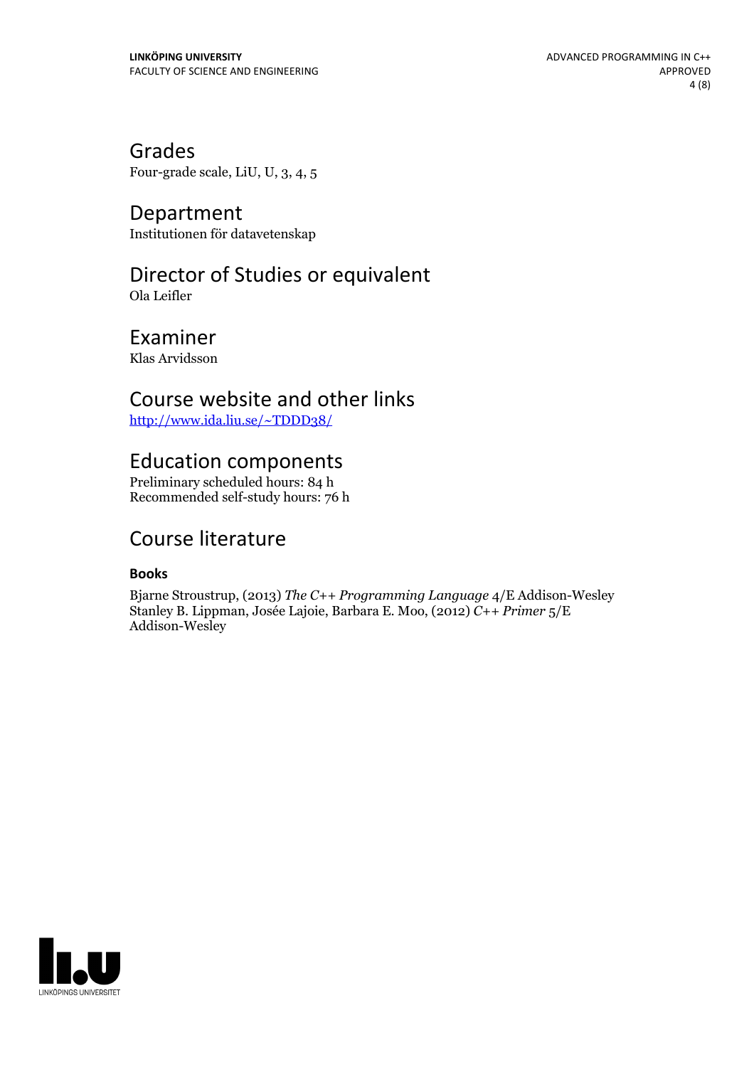## Grades

Four-grade scale, LiU, U, 3, 4, 5

## Department

Institutionen för datavetenskap

## Director of Studies or equivalent

Ola Leifler

## Examiner

Klas Arvidsson

## Course website and other links

http://www.ida.liu.se/~TDDD38/

## Education components

Preliminary scheduled hours: 84 h
Recommended self-study hours: 76 h

## Course literature

### Books

Bjarne Stroustrup, (2013) *The C++ Programming Language* 4/E Addison-Wesley
Stanley B. Lippman, Josée Lajoie, Barbara E. Moo, (2012) *C++ Primer* 5/E Addison-Wesley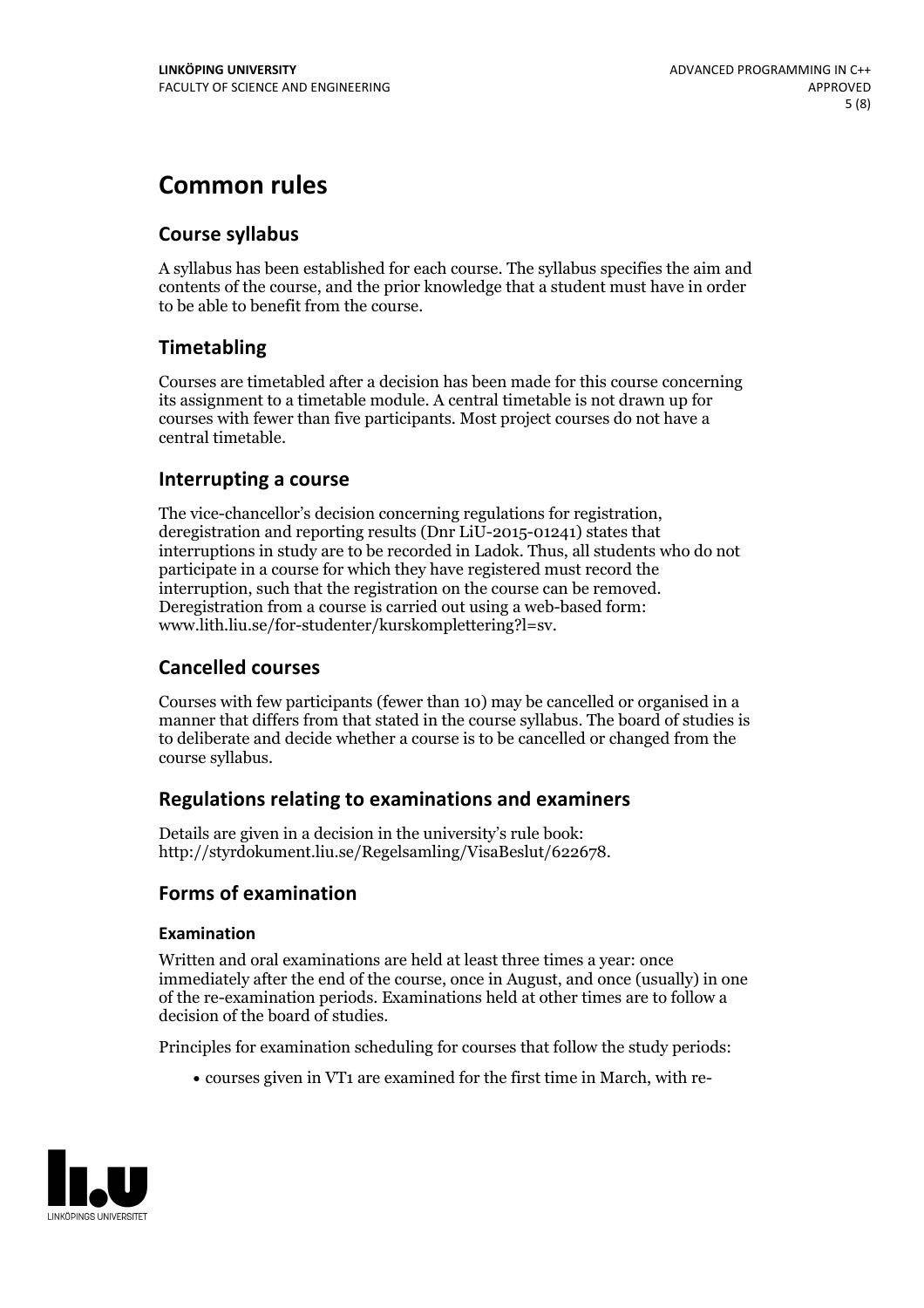# Common rules

## Course syllabus

A syllabus has been established for each course. The syllabus specifies the aim and contents of the course, and the prior knowledge that a student must have in order to be able to benefit from the course.

## Timetabling

Courses are timetabled after a decision has been made for this course concerning its assignment to a timetable module. A central timetable is not drawn up for courses with fewer than five participants. Most project courses do not have a central timetable.

## Interrupting a course

The vice-chancellor's decision concerning regulations for registration, deregistration and reporting results (Dnr LiU-2015-01241) states that interruptions in study are to be recorded in Ladok. Thus, all students who do not participate in a course for which they have registered must record the interruption, such that the registration on the course can be removed. Deregistration from a course is carried out using a web-based form: www.lith.liu.se/for-studenter/kurskomplettering?l=sv.

## Cancelled courses

Courses with few participants (fewer than 10) may be cancelled or organised in a manner that differs from that stated in the course syllabus. The board of studies is to deliberate and decide whether a course is to be cancelled or changed from the course syllabus.

## Regulations relating to examinations and examiners

Details are given in a decision in the university's rule book: http://styrdokument.liu.se/Regelsamling/VisaBeslut/622678.

## Forms of examination

### Examination

Written and oral examinations are held at least three times a year: once immediately after the end of the course, once in August, and once (usually) in one of the re-examination periods. Examinations held at other times are to follow a decision of the board of studies.

Principles for examination scheduling for courses that follow the study periods:

- courses given in VT1 are examined for the first time in March, with re-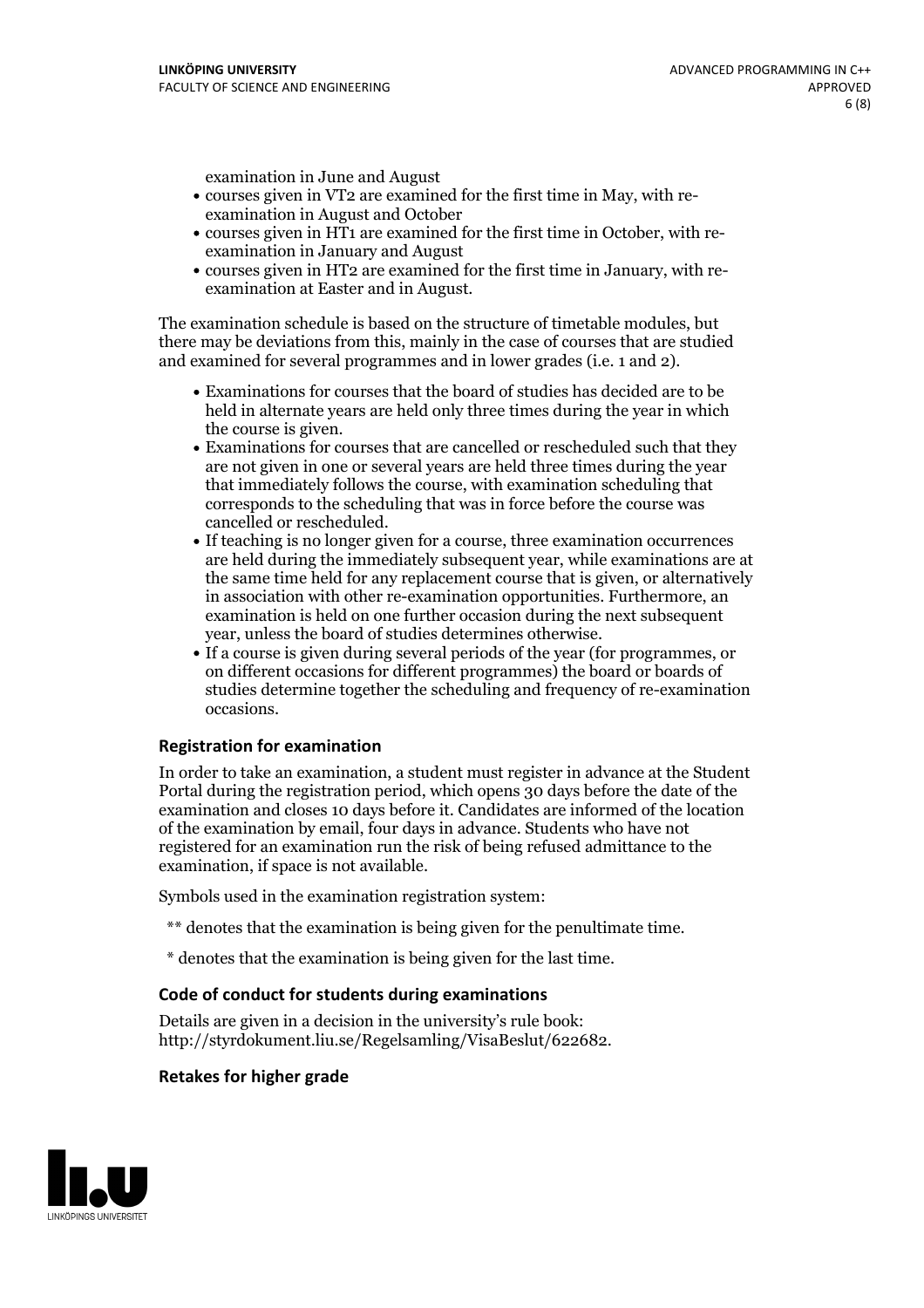examination in June and August

- courses given in VT2 are examined for the first time in May, with re-examination in August and October
- courses given in HT1 are examined for the first time in October, with re-examination in January and August
- courses given in HT2 are examined for the first time in January, with re-examination at Easter and in August.

The examination schedule is based on the structure of timetable modules, but there may be deviations from this, mainly in the case of courses that are studied and examined for several programmes and in lower grades (i.e. 1 and 2).

- Examinations for courses that the board of studies has decided are to be held in alternate years are held only three times during the year in which the course is given.
- Examinations for courses that are cancelled or rescheduled such that they are not given in one or several years are held three times during the year that immediately follows the course, with examination scheduling that corresponds to the scheduling that was in force before the course was cancelled or rescheduled.
- If teaching is no longer given for a course, three examination occurrences are held during the immediately subsequent year, while examinations are at the same time held for any replacement course that is given, or alternatively in association with other re-examination opportunities. Furthermore, an examination is held on one further occasion during the next subsequent year, unless the board of studies determines otherwise.
- If a course is given during several periods of the year (for programmes, or on different occasions for different programmes) the board or boards of studies determine together the scheduling and frequency of re-examination occasions.

### Registration for examination

In order to take an examination, a student must register in advance at the Student Portal during the registration period, which opens 30 days before the date of the examination and closes 10 days before it. Candidates are informed of the location of the examination by email, four days in advance. Students who have not registered for an examination run the risk of being refused admittance to the examination, if space is not available.

Symbols used in the examination registration system:

** denotes that the examination is being given for the penultimate time.

* denotes that the examination is being given for the last time.

### Code of conduct for students during examinations

Details are given in a decision in the university's rule book: http://styrdokument.liu.se/Regelsamling/VisaBeslut/622682.

### Retakes for higher grade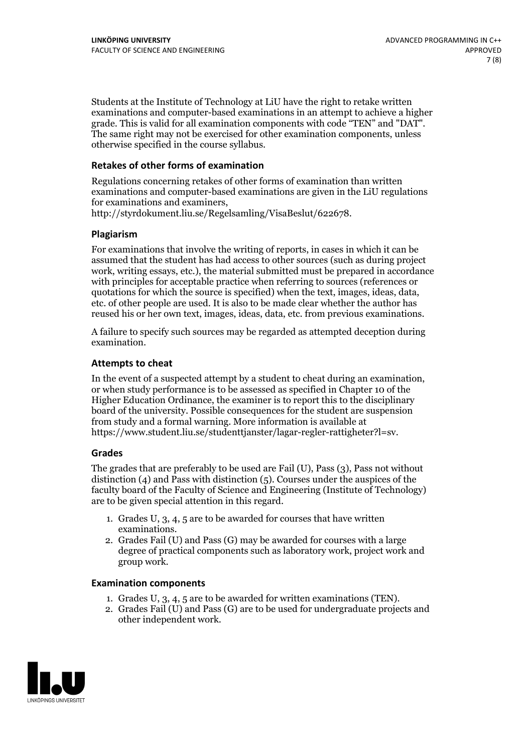Students at the Institute of Technology at LiU have the right to retake written examinations and computer-based examinations in an attempt to achieve a higher grade. This is valid for all examination components with code "TEN" and "DAT". The same right may not be exercised for other examination components, unless otherwise specified in the course syllabus.

### Retakes of other forms of examination

Regulations concerning retakes of other forms of examination than written examinations and computer-based examinations are given in the LiU regulations for examinations and examiners, http://styrdokument.liu.se/Regelsamling/VisaBeslut/622678.

### Plagiarism

For examinations that involve the writing of reports, in cases in which it can be assumed that the student has had access to other sources (such as during project work, writing essays, etc.), the material submitted must be prepared in accordance with principles for acceptable practice when referring to sources (references or quotations for which the source is specified) when the text, images, ideas, data, etc. of other people are used. It is also to be made clear whether the author has reused his or her own text, images, ideas, data, etc. from previous examinations.

A failure to specify such sources may be regarded as attempted deception during examination.

### Attempts to cheat

In the event of a suspected attempt by a student to cheat during an examination, or when study performance is to be assessed as specified in Chapter 10 of the Higher Education Ordinance, the examiner is to report this to the disciplinary board of the university. Possible consequences for the student are suspension from study and a formal warning. More information is available at https://www.student.liu.se/studenttjanster/lagar-regler-rattigheter?l=sv.

### Grades

The grades that are preferably to be used are Fail (U), Pass (3), Pass not without distinction (4) and Pass with distinction (5). Courses under the auspices of the faculty board of the Faculty of Science and Engineering (Institute of Technology) are to be given special attention in this regard.

1. Grades U, 3, 4, 5 are to be awarded for courses that have written examinations.
2. Grades Fail (U) and Pass (G) may be awarded for courses with a large degree of practical components such as laboratory work, project work and group work.

### Examination components

1. Grades U, 3, 4, 5 are to be awarded for written examinations (TEN).
2. Grades Fail (U) and Pass (G) are to be used for undergraduate projects and other independent work.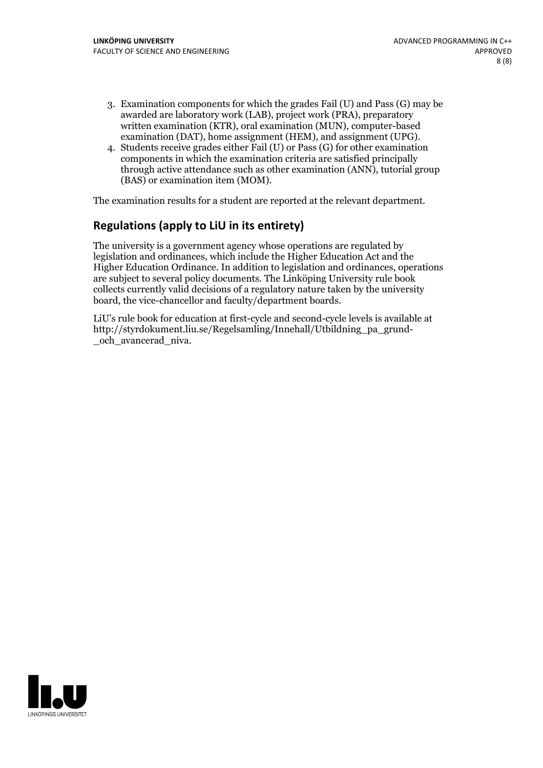3. Examination components for which the grades Fail (U) and Pass (G) may be awarded are laboratory work (LAB), project work (PRA), preparatory written examination (KTR), oral examination (MUN), computer-based examination (DAT), home assignment (HEM), and assignment (UPG).
4. Students receive grades either Fail (U) or Pass (G) for other examination components in which the examination criteria are satisfied principally through active attendance such as other examination (ANN), tutorial group (BAS) or examination item (MOM).

The examination results for a student are reported at the relevant department.

## Regulations (apply to LiU in its entirety)

The university is a government agency whose operations are regulated by legislation and ordinances, which include the Higher Education Act and the Higher Education Ordinance. In addition to legislation and ordinances, operations are subject to several policy documents. The Linköping University rule book collects currently valid decisions of a regulatory nature taken by the university board, the vice-chancellor and faculty/department boards.

LiU's rule book for education at first-cycle and second-cycle levels is available at http://styrdokument.liu.se/Regelsamling/Innehall/Utbildning_pa_grund-_och_avancerad_niva.